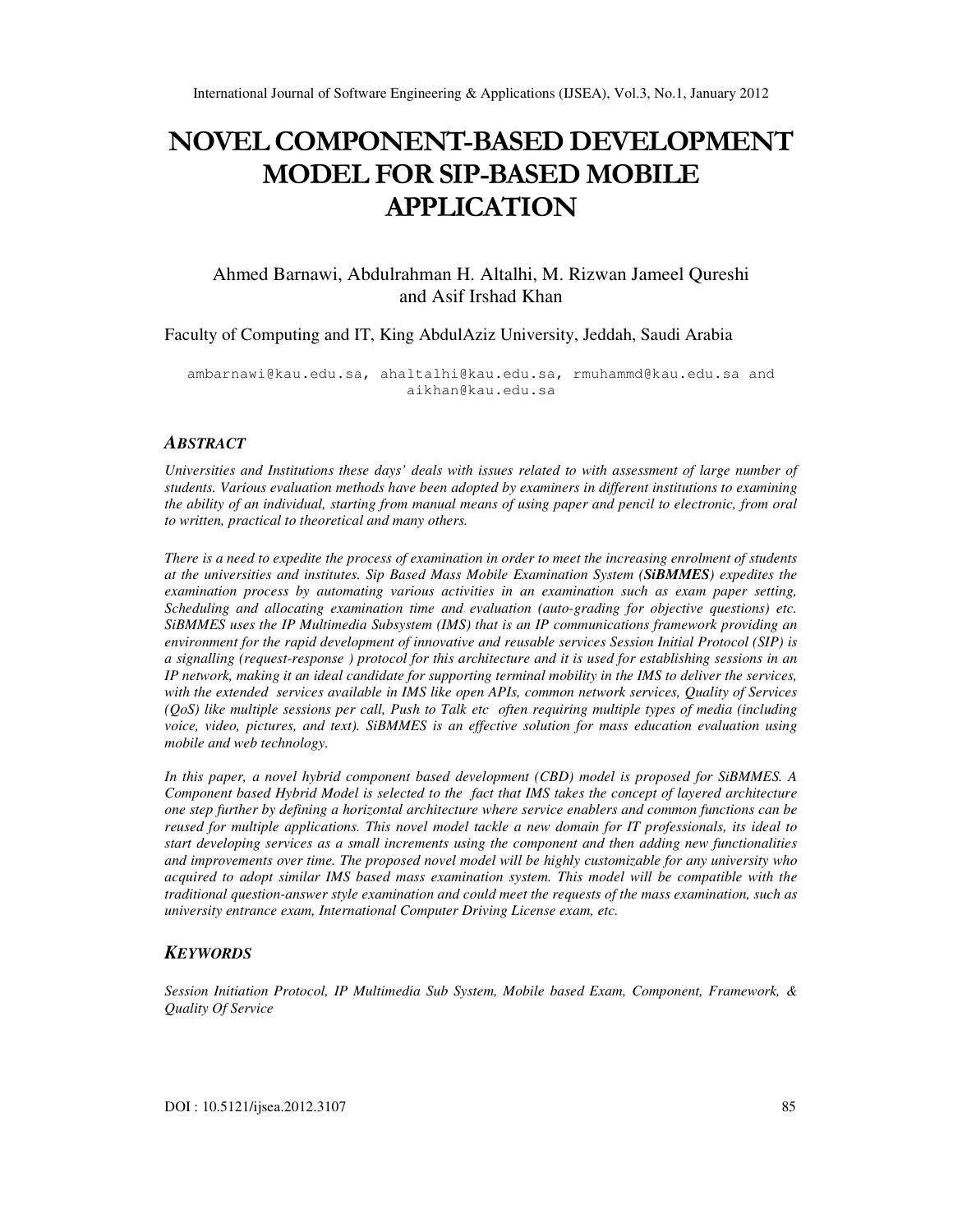# NOVEL COMPONENT-BASED DEVELOPMENT MODEL FOR SIP-BASED MOBILE APPLICATION

Ahmed Barnawi, Abdulrahman H. Altalhi, M. Rizwan Jameel Qureshi and Asif Irshad Khan

Faculty of Computing and IT, King AbdulAziz University, Jeddah, Saudi Arabia

ambarnawi@kau.edu.sa, ahaltalhi@kau.edu.sa, rmuhammd@kau.edu.sa and aikhan@kau.edu.sa

### *ABSTRACT*

*Universities and Institutions these days' deals with issues related to with assessment of large number of students. Various evaluation methods have been adopted by examiners in different institutions to examining the ability of an individual, starting from manual means of using paper and pencil to electronic, from oral to written, practical to theoretical and many others.*

*There is a need to expedite the process of examination in order to meet the increasing enrolment of students at the universities and institutes. Sip Based Mass Mobile Examination System (**SiBMMES**) expedites the examination process by automating various activities in an examination such as exam paper setting, Scheduling and allocating examination time and evaluation (auto-grading for objective questions) etc. SiBMMES uses the IP Multimedia Subsystem (IMS) that is an IP communications framework providing an environment for the rapid development of innovative and reusable services Session Initial Protocol (SIP) is a signalling (request-response ) protocol for this architecture and it is used for establishing sessions in an IP network, making it an ideal candidate for supporting terminal mobility in the IMS to deliver the services, with the extended services available in IMS like open APIs, common network services, Quality of Services (QoS) like multiple sessions per call, Push to Talk etc often requiring multiple types of media (including voice, video, pictures, and text). SiBMMES is an effective solution for mass education evaluation using mobile and web technology.*

*In this paper, a novel hybrid component based development (CBD) model is proposed for SiBMMES. A Component based Hybrid Model is selected to the fact that IMS takes the concept of layered architecture one step further by defining a horizontal architecture where service enablers and common functions can be reused for multiple applications. This novel model tackle a new domain for IT professionals, its ideal to start developing services as a small increments using the component and then adding new functionalities and improvements over time. The proposed novel model will be highly customizable for any university who acquired to adopt similar IMS based mass examination system. This model will be compatible with the traditional question-answer style examination and could meet the requests of the mass examination, such as university entrance exam, International Computer Driving License exam, etc.*

### *KEYWORDS*

*Session Initiation Protocol, IP Multimedia Sub System, Mobile based Exam, Component, Framework, & Quality Of Service*

DOI : 10.5121/ijsea.2012.3107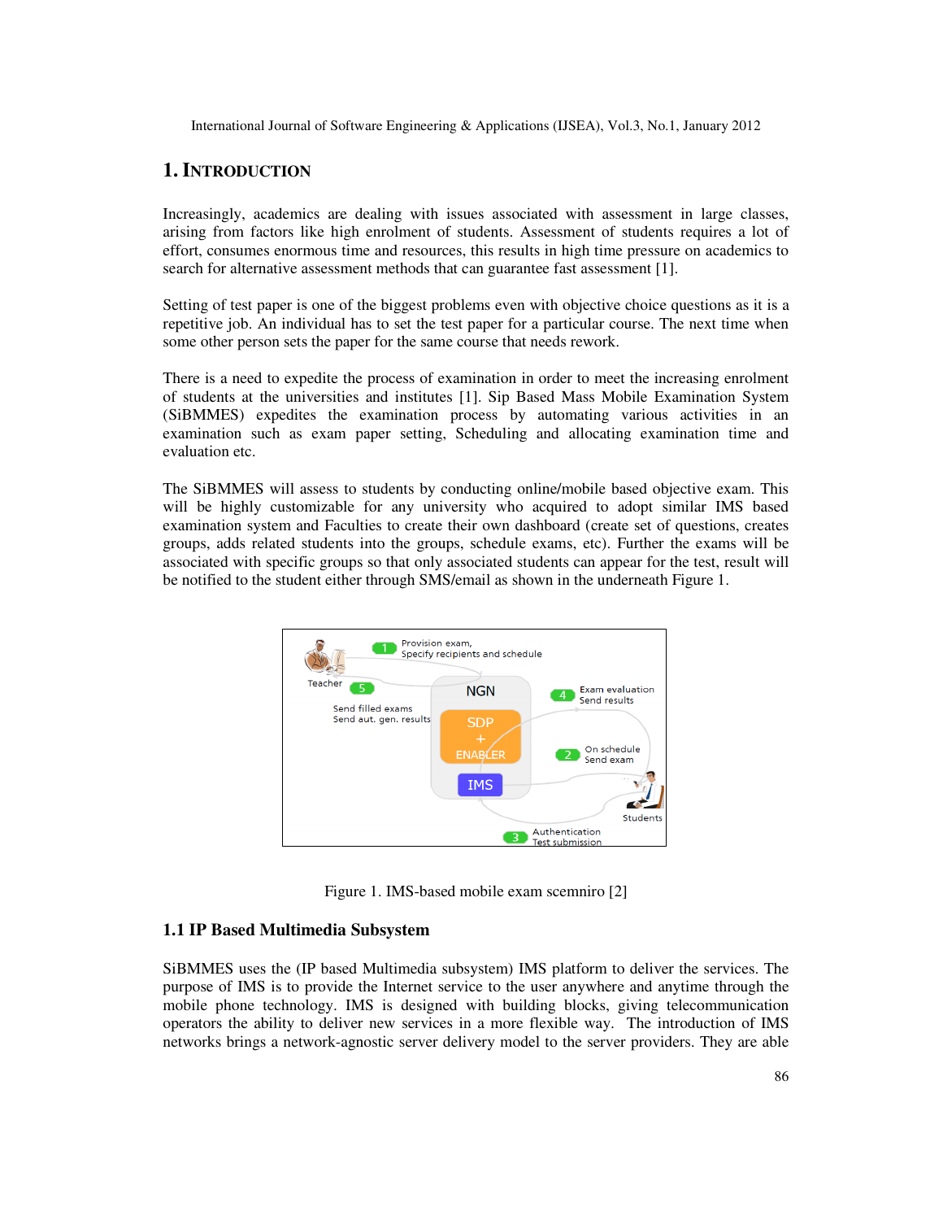# 1. INTRODUCTION

Increasingly, academics are dealing with issues associated with assessment in large classes, arising from factors like high enrolment of students. Assessment of students requires a lot of effort, consumes enormous time and resources, this results in high time pressure on academics to search for alternative assessment methods that can guarantee fast assessment [1].

Setting of test paper is one of the biggest problems even with objective choice questions as it is a repetitive job. An individual has to set the test paper for a particular course. The next time when some other person sets the paper for the same course that needs rework.

There is a need to expedite the process of examination in order to meet the increasing enrolment of students at the universities and institutes [1]. Sip Based Mass Mobile Examination System (SiBMMES) expedites the examination process by automating various activities in an examination such as exam paper setting, Scheduling and allocating examination time and evaluation etc.

The SiBMMES will assess to students by conducting online/mobile based objective exam. This will be highly customizable for any university who acquired to adopt similar IMS based examination system and Faculties to create their own dashboard (create set of questions, creates groups, adds related students into the groups, schedule exams, etc). Further the exams will be associated with specific groups so that only associated students can appear for the test, result will be notified to the student either through SMS/email as shown in the underneath Figure 1.

Figure 1. IMS-based mobile exam scemniro [2]

## 1.1 IP Based Multimedia Subsystem

SiBMMES uses the (IP based Multimedia subsystem) IMS platform to deliver the services. The purpose of IMS is to provide the Internet service to the user anywhere and anytime through the mobile phone technology. IMS is designed with building blocks, giving telecommunication operators the ability to deliver new services in a more flexible way. The introduction of IMS networks brings a network-agnostic server delivery model to the server providers. They are able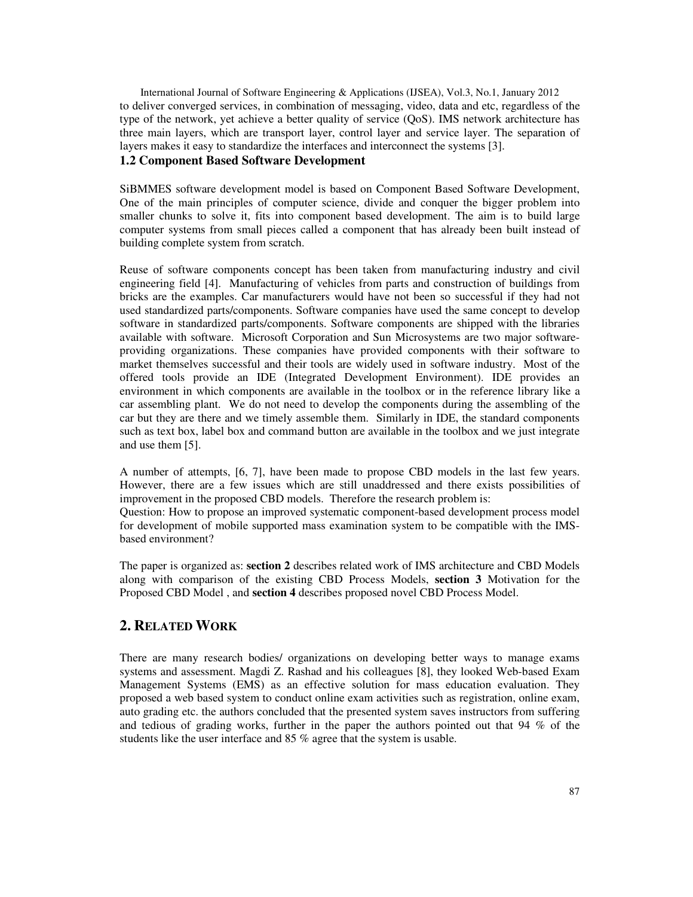to deliver converged services, in combination of messaging, video, data and etc, regardless of the type of the network, yet achieve a better quality of service (QoS). IMS network architecture has three main layers, which are transport layer, control layer and service layer. The separation of layers makes it easy to standardize the interfaces and interconnect the systems [3].

### 1.2 Component Based Software Development

SiBMMES software development model is based on Component Based Software Development, One of the main principles of computer science, divide and conquer the bigger problem into smaller chunks to solve it, fits into component based development. The aim is to build large computer systems from small pieces called a component that has already been built instead of building complete system from scratch.

Reuse of software components concept has been taken from manufacturing industry and civil engineering field [4]. Manufacturing of vehicles from parts and construction of buildings from bricks are the examples. Car manufacturers would have not been so successful if they had not used standardized parts/components. Software companies have used the same concept to develop software in standardized parts/components. Software components are shipped with the libraries available with software. Microsoft Corporation and Sun Microsystems are two major software-providing organizations. These companies have provided components with their software to market themselves successful and their tools are widely used in software industry. Most of the offered tools provide an IDE (Integrated Development Environment). IDE provides an environment in which components are available in the toolbox or in the reference library like a car assembling plant. We do not need to develop the components during the assembling of the car but they are there and we timely assemble them. Similarly in IDE, the standard components such as text box, label box and command button are available in the toolbox and we just integrate and use them [5].

A number of attempts, [6, 7], have been made to propose CBD models in the last few years. However, there are a few issues which are still unaddressed and there exists possibilities of improvement in the proposed CBD models. Therefore the research problem is:
Question: How to propose an improved systematic component-based development process model for development of mobile supported mass examination system to be compatible with the IMS-based environment?

The paper is organized as: **section 2** describes related work of IMS architecture and CBD Models along with comparison of the existing CBD Process Models, **section 3** Motivation for the Proposed CBD Model , and **section 4** describes proposed novel CBD Process Model.

## 2. Related Work

There are many research bodies/ organizations on developing better ways to manage exams systems and assessment. Magdi Z. Rashad and his colleagues [8], they looked Web-based Exam Management Systems (EMS) as an effective solution for mass education evaluation. They proposed a web based system to conduct online exam activities such as registration, online exam, auto grading etc. the authors concluded that the presented system saves instructors from suffering and tedious of grading works, further in the paper the authors pointed out that 94 % of the students like the user interface and 85 % agree that the system is usable.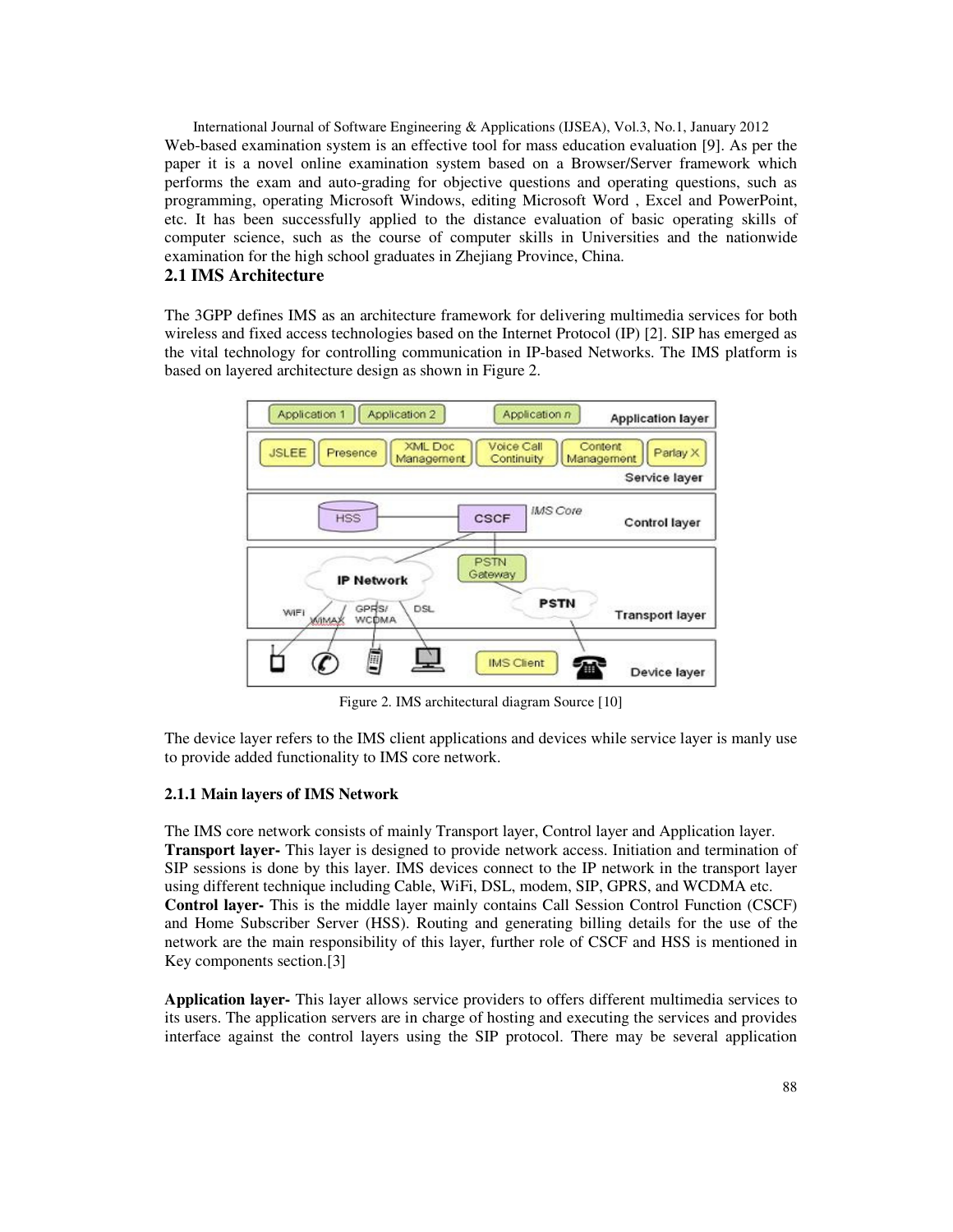Web-based examination system is an effective tool for mass education evaluation [9]. As per the paper it is a novel online examination system based on a Browser/Server framework which performs the exam and auto-grading for objective questions and operating questions, such as programming, operating Microsoft Windows, editing Microsoft Word , Excel and PowerPoint, etc. It has been successfully applied to the distance evaluation of basic operating skills of computer science, such as the course of computer skills in Universities and the nationwide examination for the high school graduates in Zhejiang Province, China.

## 2.1 IMS Architecture

The 3GPP defines IMS as an architecture framework for delivering multimedia services for both wireless and fixed access technologies based on the Internet Protocol (IP) [2]. SIP has emerged as the vital technology for controlling communication in IP-based Networks. The IMS platform is based on layered architecture design as shown in Figure 2.

Figure 2. IMS architectural diagram Source [10]

The device layer refers to the IMS client applications and devices while service layer is manly use to provide added functionality to IMS core network.

### 2.1.1 Main layers of IMS Network

The IMS core network consists of mainly Transport layer, Control layer and Application layer.

**Transport layer-** This layer is designed to provide network access. Initiation and termination of SIP sessions is done by this layer. IMS devices connect to the IP network in the transport layer using different technique including Cable, WiFi, DSL, modem, SIP, GPRS, and WCDMA etc.

**Control layer-** This is the middle layer mainly contains Call Session Control Function (CSCF) and Home Subscriber Server (HSS). Routing and generating billing details for the use of the network are the main responsibility of this layer, further role of CSCF and HSS is mentioned in Key components section.[3]

**Application layer-** This layer allows service providers to offers different multimedia services to its users. The application servers are in charge of hosting and executing the services and provides interface against the control layers using the SIP protocol. There may be several application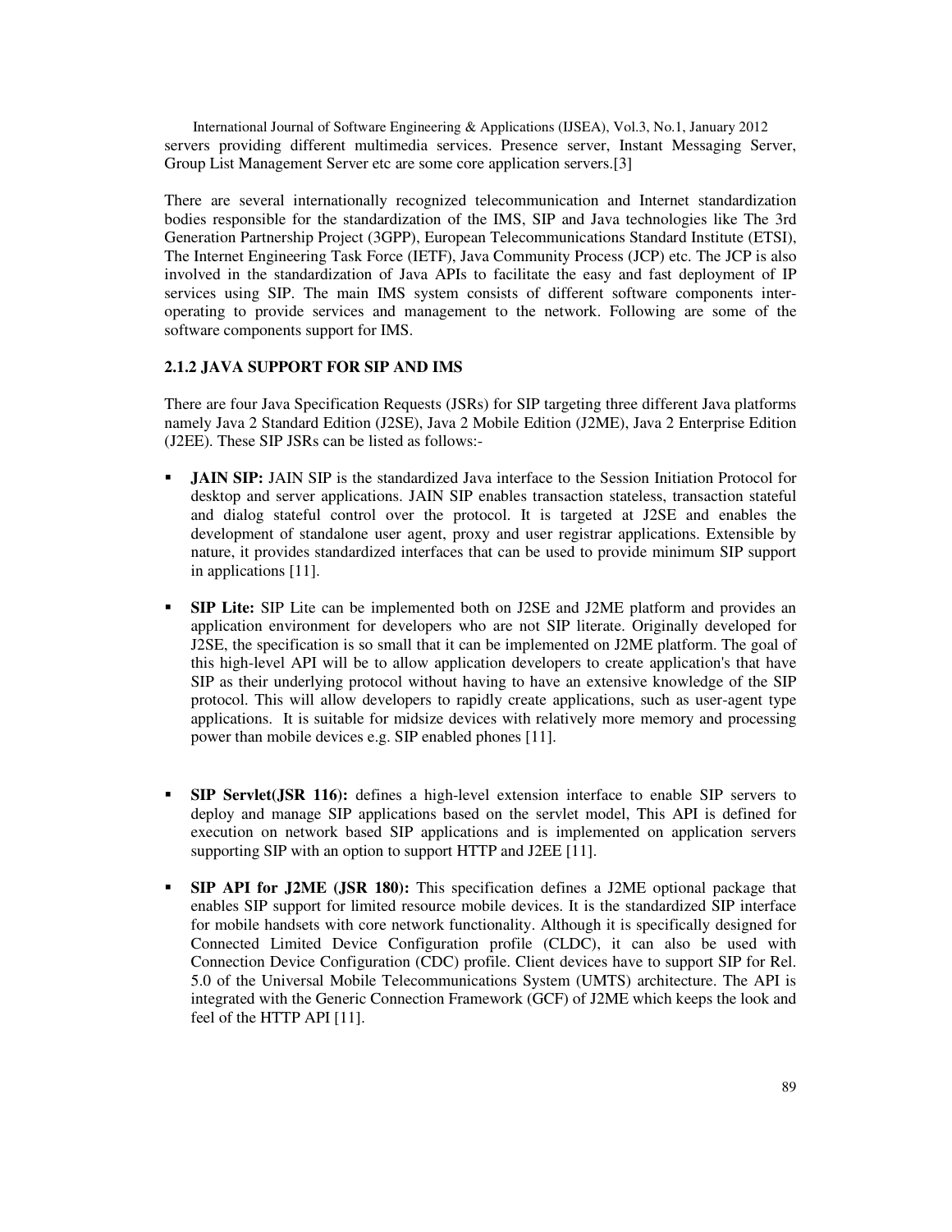servers providing different multimedia services. Presence server, Instant Messaging Server, Group List Management Server etc are some core application servers.[3]

There are several internationally recognized telecommunication and Internet standardization bodies responsible for the standardization of the IMS, SIP and Java technologies like The 3rd Generation Partnership Project (3GPP), European Telecommunications Standard Institute (ETSI), The Internet Engineering Task Force (IETF), Java Community Process (JCP) etc. The JCP is also involved in the standardization of Java APIs to facilitate the easy and fast deployment of IP services using SIP. The main IMS system consists of different software components inter-operating to provide services and management to the network. Following are some of the software components support for IMS.

### 2.1.2 JAVA SUPPORT FOR SIP AND IMS

There are four Java Specification Requests (JSRs) for SIP targeting three different Java platforms namely Java 2 Standard Edition (J2SE), Java 2 Mobile Edition (J2ME), Java 2 Enterprise Edition (J2EE). These SIP JSRs can be listed as follows:-

- **JAIN SIP:** JAIN SIP is the standardized Java interface to the Session Initiation Protocol for desktop and server applications. JAIN SIP enables transaction stateless, transaction stateful and dialog stateful control over the protocol. It is targeted at J2SE and enables the development of standalone user agent, proxy and user registrar applications. Extensible by nature, it provides standardized interfaces that can be used to provide minimum SIP support in applications [11].

- **SIP Lite:** SIP Lite can be implemented both on J2SE and J2ME platform and provides an application environment for developers who are not SIP literate. Originally developed for J2SE, the specification is so small that it can be implemented on J2ME platform. The goal of this high-level API will be to allow application developers to create application's that have SIP as their underlying protocol without having to have an extensive knowledge of the SIP protocol. This will allow developers to rapidly create applications, such as user-agent type applications. It is suitable for midsize devices with relatively more memory and processing power than mobile devices e.g. SIP enabled phones [11].

- **SIP Servlet(JSR 116):** defines a high-level extension interface to enable SIP servers to deploy and manage SIP applications based on the servlet model, This API is defined for execution on network based SIP applications and is implemented on application servers supporting SIP with an option to support HTTP and J2EE [11].

- **SIP API for J2ME (JSR 180):** This specification defines a J2ME optional package that enables SIP support for limited resource mobile devices. It is the standardized SIP interface for mobile handsets with core network functionality. Although it is specifically designed for Connected Limited Device Configuration profile (CLDC), it can also be used with Connection Device Configuration (CDC) profile. Client devices have to support SIP for Rel. 5.0 of the Universal Mobile Telecommunications System (UMTS) architecture. The API is integrated with the Generic Connection Framework (GCF) of J2ME which keeps the look and feel of the HTTP API [11].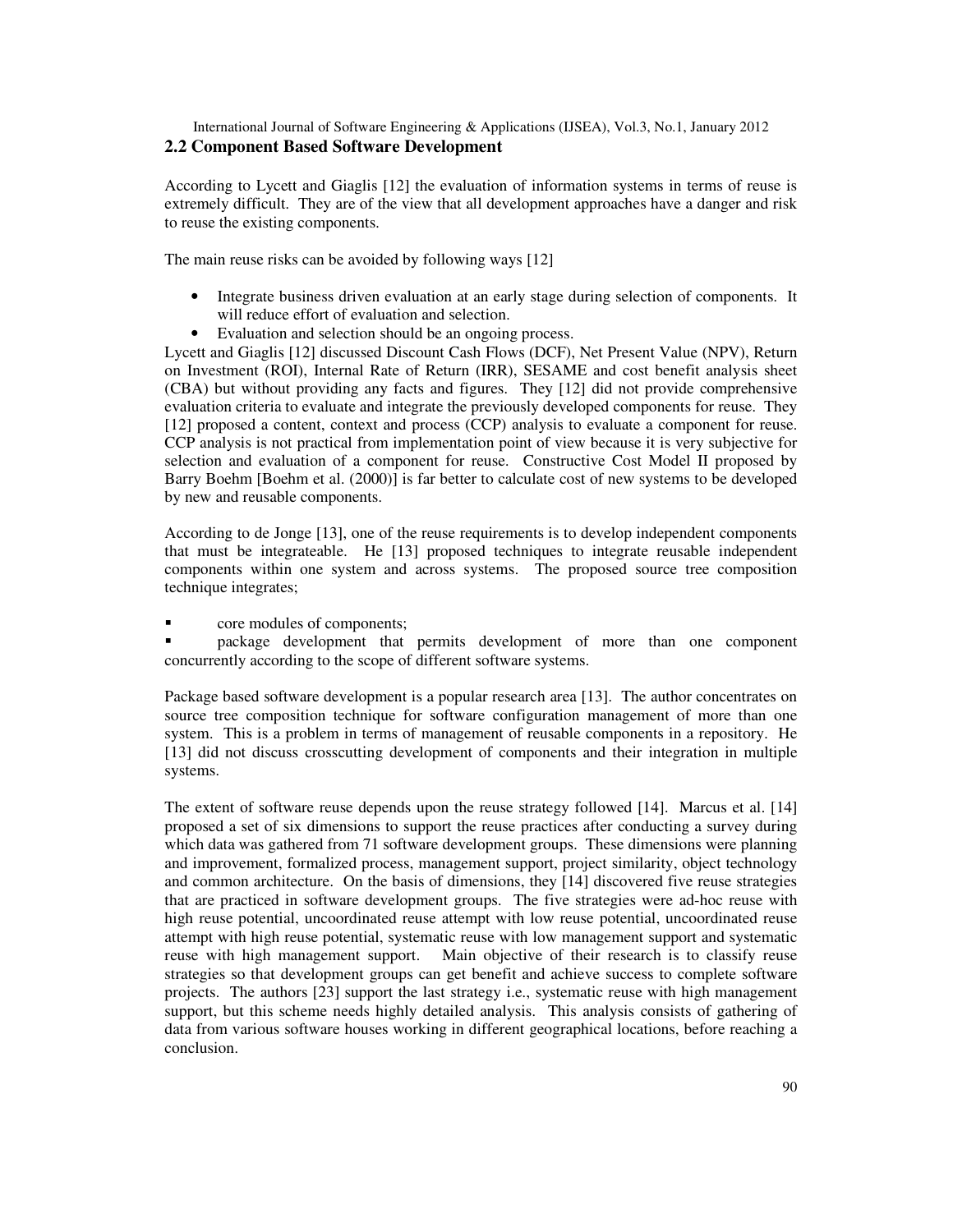## 2.2 Component Based Software Development

According to Lycett and Giaglis [12] the evaluation of information systems in terms of reuse is extremely difficult. They are of the view that all development approaches have a danger and risk to reuse the existing components.

The main reuse risks can be avoided by following ways [12]

- Integrate business driven evaluation at an early stage during selection of components. It will reduce effort of evaluation and selection.
- Evaluation and selection should be an ongoing process.

Lycett and Giaglis [12] discussed Discount Cash Flows (DCF), Net Present Value (NPV), Return on Investment (ROI), Internal Rate of Return (IRR), SESAME and cost benefit analysis sheet (CBA) but without providing any facts and figures. They [12] did not provide comprehensive evaluation criteria to evaluate and integrate the previously developed components for reuse. They [12] proposed a content, context and process (CCP) analysis to evaluate a component for reuse. CCP analysis is not practical from implementation point of view because it is very subjective for selection and evaluation of a component for reuse. Constructive Cost Model II proposed by Barry Boehm [Boehm et al. (2000)] is far better to calculate cost of new systems to be developed by new and reusable components.

According to de Jonge [13], one of the reuse requirements is to develop independent components that must be integrateable. He [13] proposed techniques to integrate reusable independent components within one system and across systems. The proposed source tree composition technique integrates;

- core modules of components;
- package development that permits development of more than one component concurrently according to the scope of different software systems.

Package based software development is a popular research area [13]. The author concentrates on source tree composition technique for software configuration management of more than one system. This is a problem in terms of management of reusable components in a repository. He [13] did not discuss crosscutting development of components and their integration in multiple systems.

The extent of software reuse depends upon the reuse strategy followed [14]. Marcus et al. [14] proposed a set of six dimensions to support the reuse practices after conducting a survey during which data was gathered from 71 software development groups. These dimensions were planning and improvement, formalized process, management support, project similarity, object technology and common architecture. On the basis of dimensions, they [14] discovered five reuse strategies that are practiced in software development groups. The five strategies were ad-hoc reuse with high reuse potential, uncoordinated reuse attempt with low reuse potential, uncoordinated reuse attempt with high reuse potential, systematic reuse with low management support and systematic reuse with high management support. Main objective of their research is to classify reuse strategies so that development groups can get benefit and achieve success to complete software projects. The authors [23] support the last strategy i.e., systematic reuse with high management support, but this scheme needs highly detailed analysis. This analysis consists of gathering of data from various software houses working in different geographical locations, before reaching a conclusion.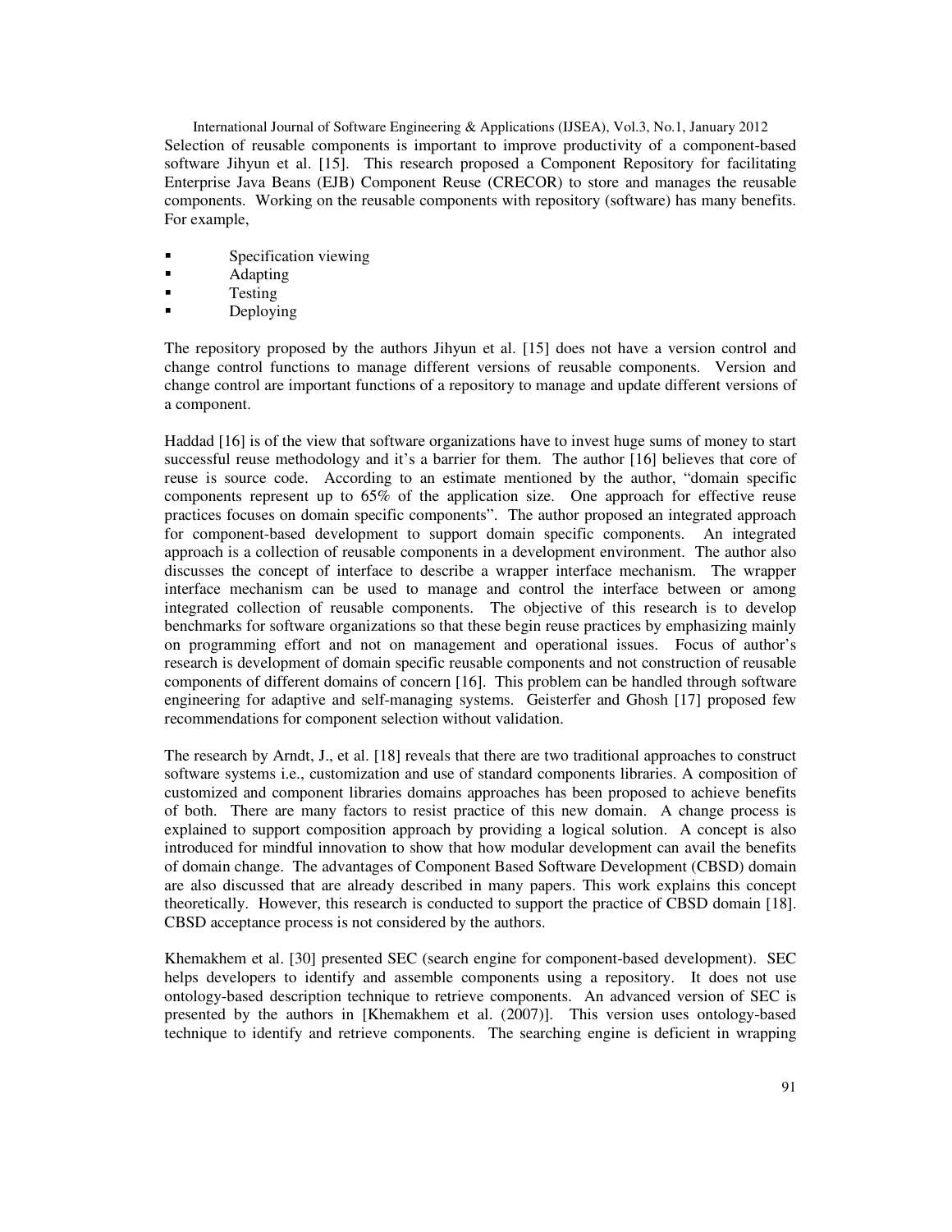Selection of reusable components is important to improve productivity of a component-based software Jihyun et al. [15]. This research proposed a Component Repository for facilitating Enterprise Java Beans (EJB) Component Reuse (CRECOR) to store and manages the reusable components. Working on the reusable components with repository (software) has many benefits. For example,

- Specification viewing
- Adapting
- Testing
- Deploying

The repository proposed by the authors Jihyun et al. [15] does not have a version control and change control functions to manage different versions of reusable components. Version and change control are important functions of a repository to manage and update different versions of a component.

Haddad [16] is of the view that software organizations have to invest huge sums of money to start successful reuse methodology and it's a barrier for them. The author [16] believes that core of reuse is source code. According to an estimate mentioned by the author, "domain specific components represent up to 65% of the application size. One approach for effective reuse practices focuses on domain specific components". The author proposed an integrated approach for component-based development to support domain specific components. An integrated approach is a collection of reusable components in a development environment. The author also discusses the concept of interface to describe a wrapper interface mechanism. The wrapper interface mechanism can be used to manage and control the interface between or among integrated collection of reusable components. The objective of this research is to develop benchmarks for software organizations so that these begin reuse practices by emphasizing mainly on programming effort and not on management and operational issues. Focus of author's research is development of domain specific reusable components and not construction of reusable components of different domains of concern [16]. This problem can be handled through software engineering for adaptive and self-managing systems. Geisterfer and Ghosh [17] proposed few recommendations for component selection without validation.

The research by Arndt, J., et al. [18] reveals that there are two traditional approaches to construct software systems i.e., customization and use of standard components libraries. A composition of customized and component libraries domains approaches has been proposed to achieve benefits of both. There are many factors to resist practice of this new domain. A change process is explained to support composition approach by providing a logical solution. A concept is also introduced for mindful innovation to show that how modular development can avail the benefits of domain change. The advantages of Component Based Software Development (CBSD) domain are also discussed that are already described in many papers. This work explains this concept theoretically. However, this research is conducted to support the practice of CBSD domain [18]. CBSD acceptance process is not considered by the authors.

Khemakhem et al. [30] presented SEC (search engine for component-based development). SEC helps developers to identify and assemble components using a repository. It does not use ontology-based description technique to retrieve components. An advanced version of SEC is presented by the authors in [Khemakhem et al. (2007)]. This version uses ontology-based technique to identify and retrieve components. The searching engine is deficient in wrapping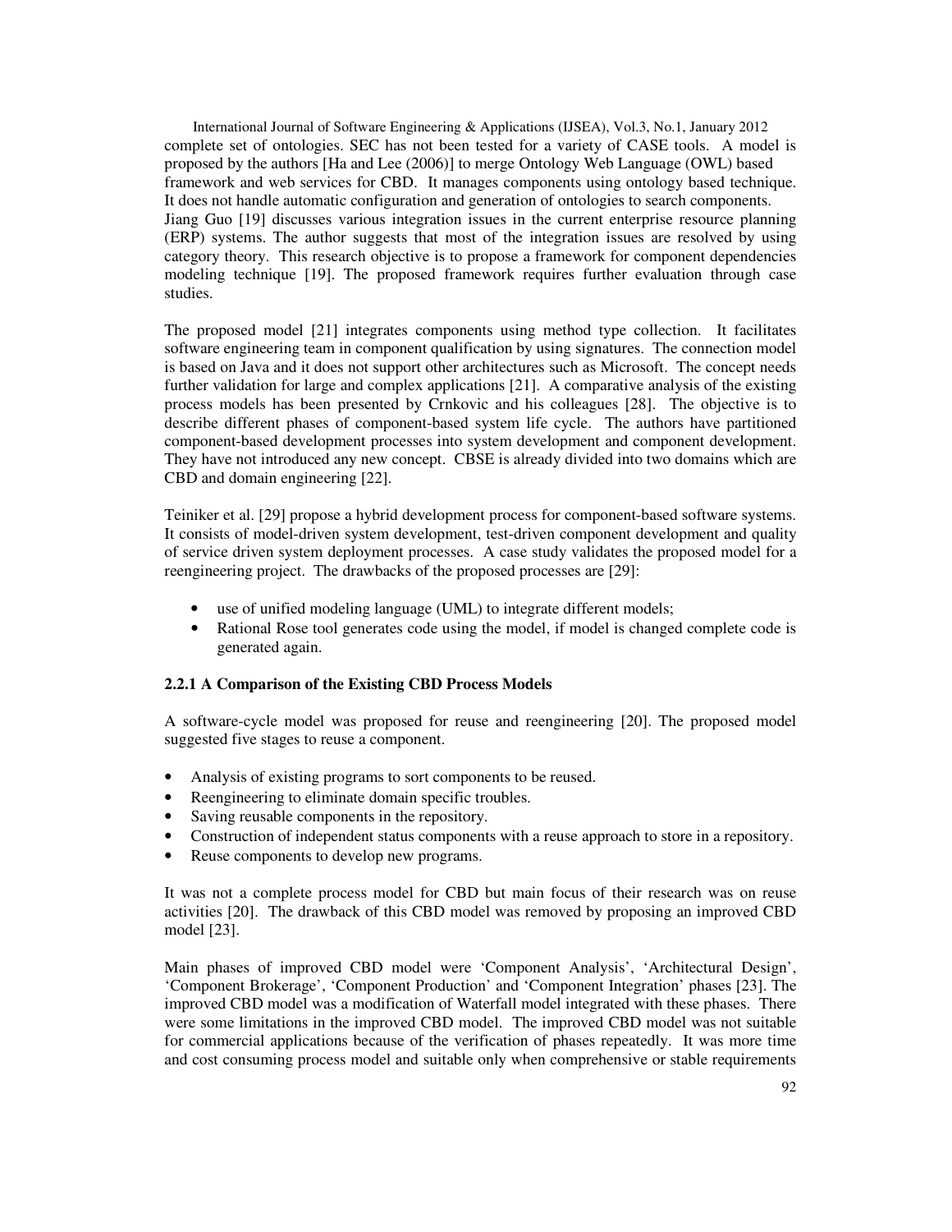complete set of ontologies. SEC has not been tested for a variety of CASE tools. A model is proposed by the authors [Ha and Lee (2006)] to merge Ontology Web Language (OWL) based framework and web services for CBD. It manages components using ontology based technique. It does not handle automatic configuration and generation of ontologies to search components. Jiang Guo [19] discusses various integration issues in the current enterprise resource planning (ERP) systems. The author suggests that most of the integration issues are resolved by using category theory. This research objective is to propose a framework for component dependencies modeling technique [19]. The proposed framework requires further evaluation through case studies.

The proposed model [21] integrates components using method type collection. It facilitates software engineering team in component qualification by using signatures. The connection model is based on Java and it does not support other architectures such as Microsoft. The concept needs further validation for large and complex applications [21]. A comparative analysis of the existing process models has been presented by Crnkovic and his colleagues [28]. The objective is to describe different phases of component-based system life cycle. The authors have partitioned component-based development processes into system development and component development. They have not introduced any new concept. CBSE is already divided into two domains which are CBD and domain engineering [22].

Teiniker et al. [29] propose a hybrid development process for component-based software systems. It consists of model-driven system development, test-driven component development and quality of service driven system deployment processes. A case study validates the proposed model for a reengineering project. The drawbacks of the proposed processes are [29]:

- use of unified modeling language (UML) to integrate different models;
- Rational Rose tool generates code using the model, if model is changed complete code is generated again.

#### 2.2.1 A Comparison of the Existing CBD Process Models

A software-cycle model was proposed for reuse and reengineering [20]. The proposed model suggested five stages to reuse a component.

- Analysis of existing programs to sort components to be reused.
- Reengineering to eliminate domain specific troubles.
- Saving reusable components in the repository.
- Construction of independent status components with a reuse approach to store in a repository.
- Reuse components to develop new programs.

It was not a complete process model for CBD but main focus of their research was on reuse activities [20]. The drawback of this CBD model was removed by proposing an improved CBD model [23].

Main phases of improved CBD model were 'Component Analysis', 'Architectural Design', 'Component Brokerage', 'Component Production' and 'Component Integration' phases [23]. The improved CBD model was a modification of Waterfall model integrated with these phases. There were some limitations in the improved CBD model. The improved CBD model was not suitable for commercial applications because of the verification of phases repeatedly. It was more time and cost consuming process model and suitable only when comprehensive or stable requirements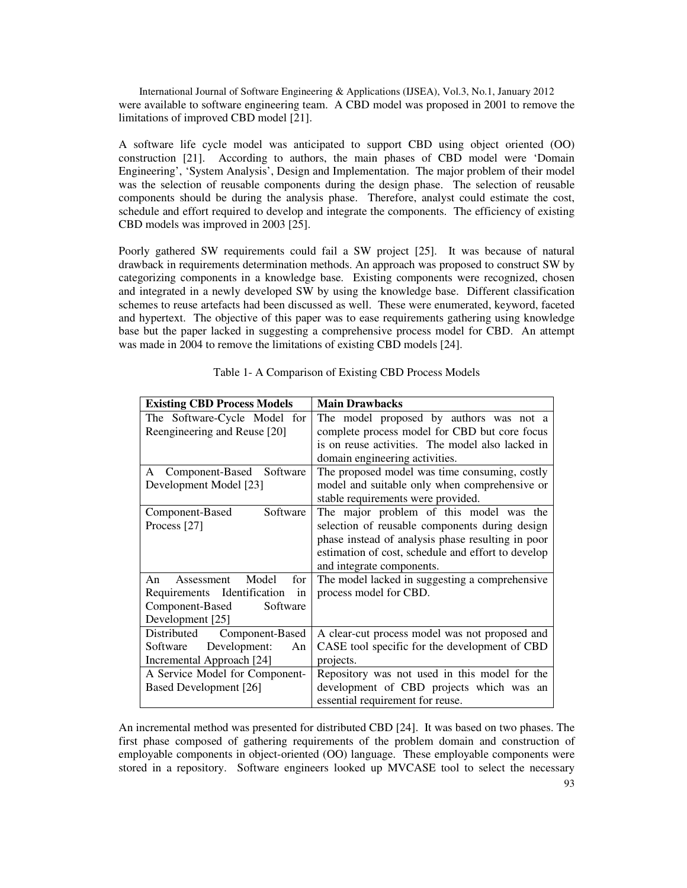were available to software engineering team. A CBD model was proposed in 2001 to remove the limitations of improved CBD model [21].

A software life cycle model was anticipated to support CBD using object oriented (OO) construction [21]. According to authors, the main phases of CBD model were 'Domain Engineering', 'System Analysis', Design and Implementation. The major problem of their model was the selection of reusable components during the design phase. The selection of reusable components should be during the analysis phase. Therefore, analyst could estimate the cost, schedule and effort required to develop and integrate the components. The efficiency of existing CBD models was improved in 2003 [25].

Poorly gathered SW requirements could fail a SW project [25]. It was because of natural drawback in requirements determination methods. An approach was proposed to construct SW by categorizing components in a knowledge base. Existing components were recognized, chosen and integrated in a newly developed SW by using the knowledge base. Different classification schemes to reuse artefacts had been discussed as well. These were enumerated, keyword, faceted and hypertext. The objective of this paper was to ease requirements gathering using knowledge base but the paper lacked in suggesting a comprehensive process model for CBD. An attempt was made in 2004 to remove the limitations of existing CBD models [24].

Table 1- A Comparison of Existing CBD Process Models

| Existing CBD Process Models | Main Drawbacks |
|---|---|
| The Software-Cycle Model for Reengineering and Reuse [20] | The model proposed by authors was not a complete process model for CBD but core focus is on reuse activities. The model also lacked in domain engineering activities. |
| A Component-Based Software Development Model [23] | The proposed model was time consuming, costly model and suitable only when comprehensive or stable requirements were provided. |
| Component-Based Software Process [27] | The major problem of this model was the selection of reusable components during design phase instead of analysis phase resulting in poor estimation of cost, schedule and effort to develop and integrate components. |
| An Assessment Model for Requirements Identification in Component-Based Software Development [25] | The model lacked in suggesting a comprehensive process model for CBD. |
| Distributed Component-Based Software Development: An Incremental Approach [24] | A clear-cut process model was not proposed and CASE tool specific for the development of CBD projects. |
| A Service Model for Component-Based Development [26] | Repository was not used in this model for the development of CBD projects which was an essential requirement for reuse. |

An incremental method was presented for distributed CBD [24]. It was based on two phases. The first phase composed of gathering requirements of the problem domain and construction of employable components in object-oriented (OO) language. These employable components were stored in a repository. Software engineers looked up MVCASE tool to select the necessary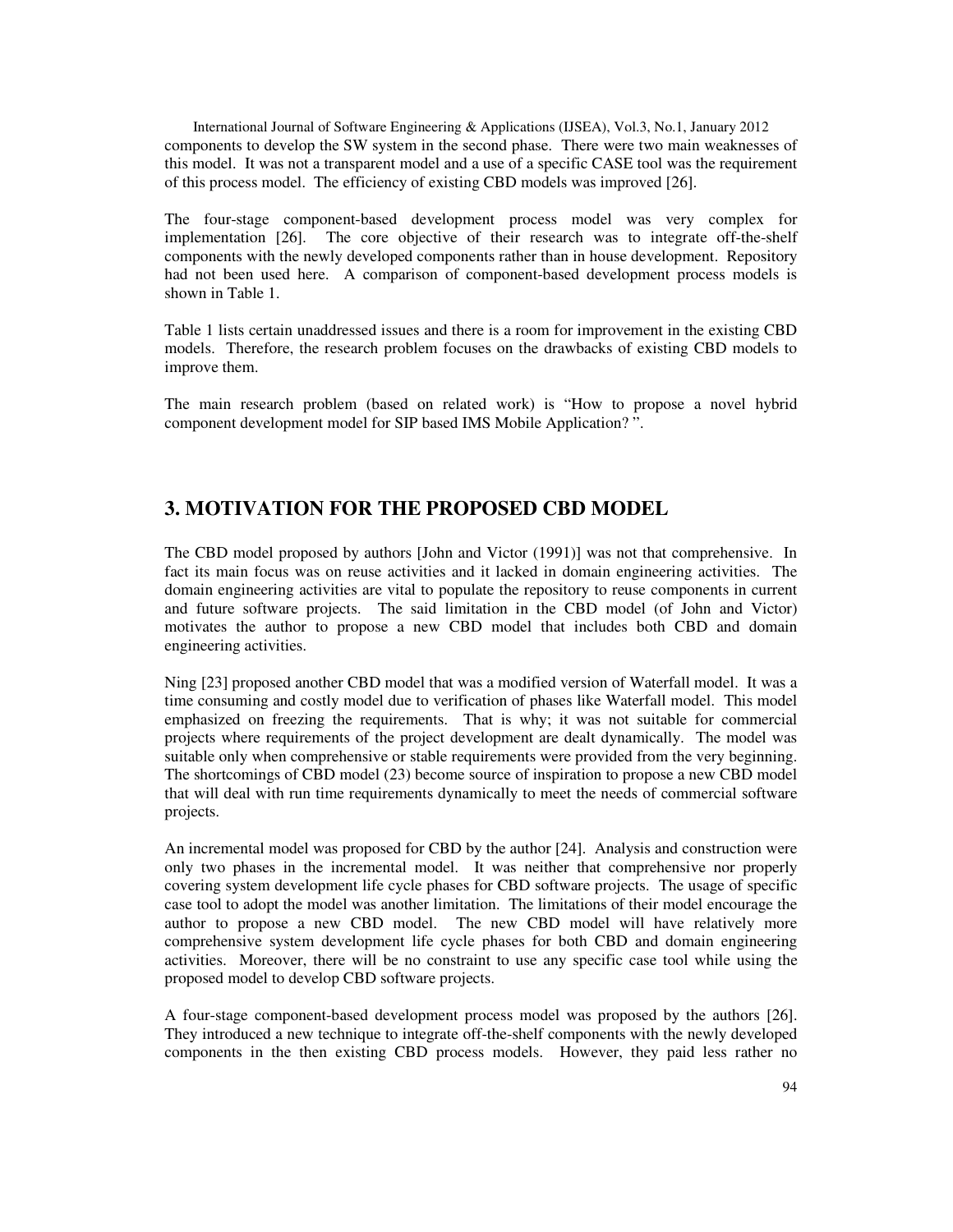components to develop the SW system in the second phase. There were two main weaknesses of this model. It was not a transparent model and a use of a specific CASE tool was the requirement of this process model. The efficiency of existing CBD models was improved [26].

The four-stage component-based development process model was very complex for implementation [26]. The core objective of their research was to integrate off-the-shelf components with the newly developed components rather than in house development. Repository had not been used here. A comparison of component-based development process models is shown in Table 1.

Table 1 lists certain unaddressed issues and there is a room for improvement in the existing CBD models. Therefore, the research problem focuses on the drawbacks of existing CBD models to improve them.

The main research problem (based on related work) is "How to propose a novel hybrid component development model for SIP based IMS Mobile Application? ".

## 3. MOTIVATION FOR THE PROPOSED CBD MODEL

The CBD model proposed by authors [John and Victor (1991)] was not that comprehensive. In fact its main focus was on reuse activities and it lacked in domain engineering activities. The domain engineering activities are vital to populate the repository to reuse components in current and future software projects. The said limitation in the CBD model (of John and Victor) motivates the author to propose a new CBD model that includes both CBD and domain engineering activities.

Ning [23] proposed another CBD model that was a modified version of Waterfall model. It was a time consuming and costly model due to verification of phases like Waterfall model. This model emphasized on freezing the requirements. That is why; it was not suitable for commercial projects where requirements of the project development are dealt dynamically. The model was suitable only when comprehensive or stable requirements were provided from the very beginning. The shortcomings of CBD model (23) become source of inspiration to propose a new CBD model that will deal with run time requirements dynamically to meet the needs of commercial software projects.

An incremental model was proposed for CBD by the author [24]. Analysis and construction were only two phases in the incremental model. It was neither that comprehensive nor properly covering system development life cycle phases for CBD software projects. The usage of specific case tool to adopt the model was another limitation. The limitations of their model encourage the author to propose a new CBD model. The new CBD model will have relatively more comprehensive system development life cycle phases for both CBD and domain engineering activities. Moreover, there will be no constraint to use any specific case tool while using the proposed model to develop CBD software projects.

A four-stage component-based development process model was proposed by the authors [26]. They introduced a new technique to integrate off-the-shelf components with the newly developed components in the then existing CBD process models. However, they paid less rather no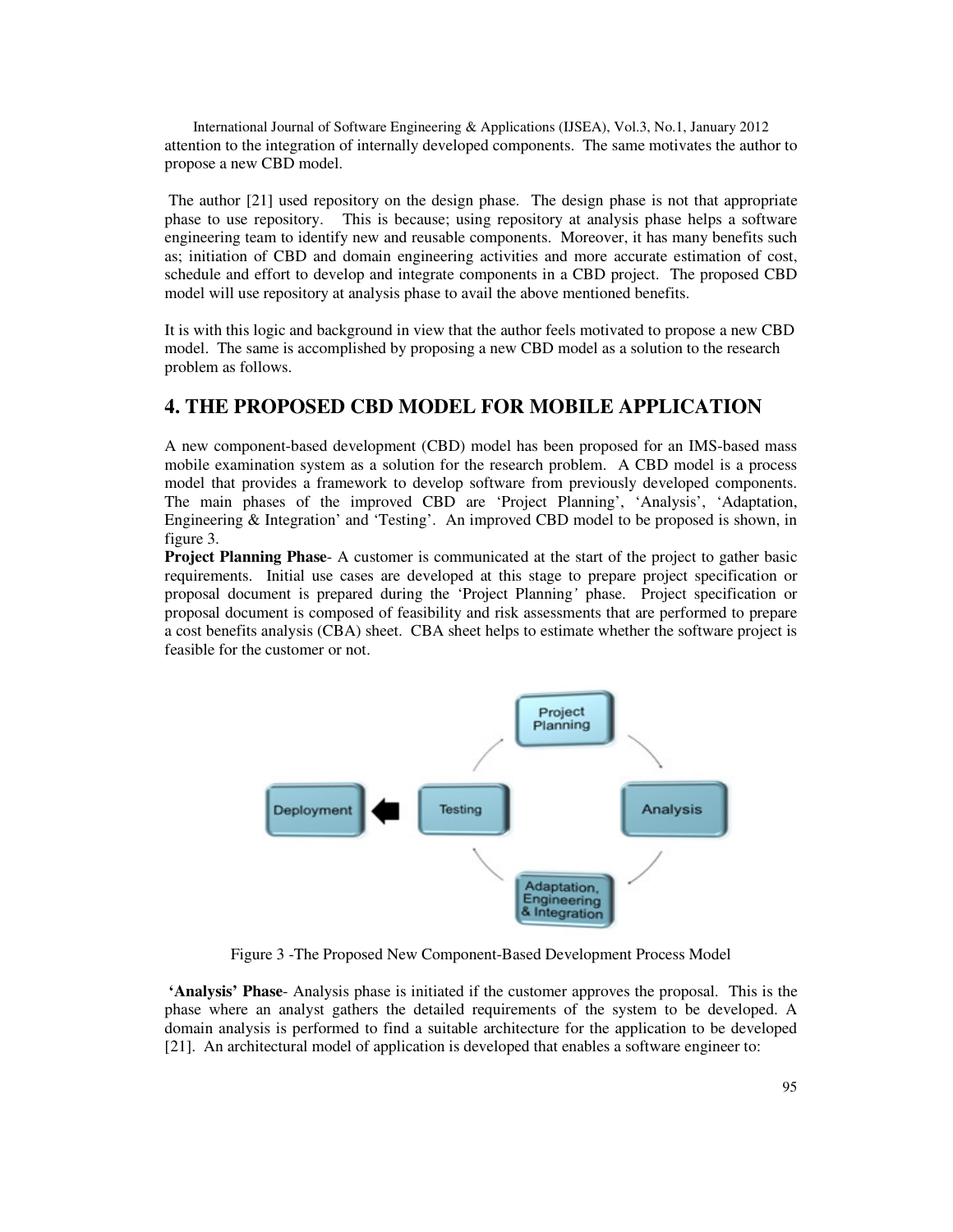attention to the integration of internally developed components. The same motivates the author to propose a new CBD model.

The author [21] used repository on the design phase. The design phase is not that appropriate phase to use repository. This is because; using repository at analysis phase helps a software engineering team to identify new and reusable components. Moreover, it has many benefits such as; initiation of CBD and domain engineering activities and more accurate estimation of cost, schedule and effort to develop and integrate components in a CBD project. The proposed CBD model will use repository at analysis phase to avail the above mentioned benefits.

It is with this logic and background in view that the author feels motivated to propose a new CBD model. The same is accomplished by proposing a new CBD model as a solution to the research problem as follows.

## 4. THE PROPOSED CBD MODEL FOR MOBILE APPLICATION

A new component-based development (CBD) model has been proposed for an IMS-based mass mobile examination system as a solution for the research problem. A CBD model is a process model that provides a framework to develop software from previously developed components. The main phases of the improved CBD are 'Project Planning', 'Analysis', 'Adaptation, Engineering & Integration' and 'Testing'. An improved CBD model to be proposed is shown, in figure 3.

**Project Planning Phase**- A customer is communicated at the start of the project to gather basic requirements. Initial use cases are developed at this stage to prepare project specification or proposal document is prepared during the 'Project Planning' phase. Project specification or proposal document is composed of feasibility and risk assessments that are performed to prepare a cost benefits analysis (CBA) sheet. CBA sheet helps to estimate whether the software project is feasible for the customer or not.

Project Planning

Analysis

Adaptation, Engineering & Integration

Testing

Deployment

Figure 3 -The Proposed New Component-Based Development Process Model

**'Analysis' Phase**- Analysis phase is initiated if the customer approves the proposal. This is the phase where an analyst gathers the detailed requirements of the system to be developed. A domain analysis is performed to find a suitable architecture for the application to be developed [21]. An architectural model of application is developed that enables a software engineer to: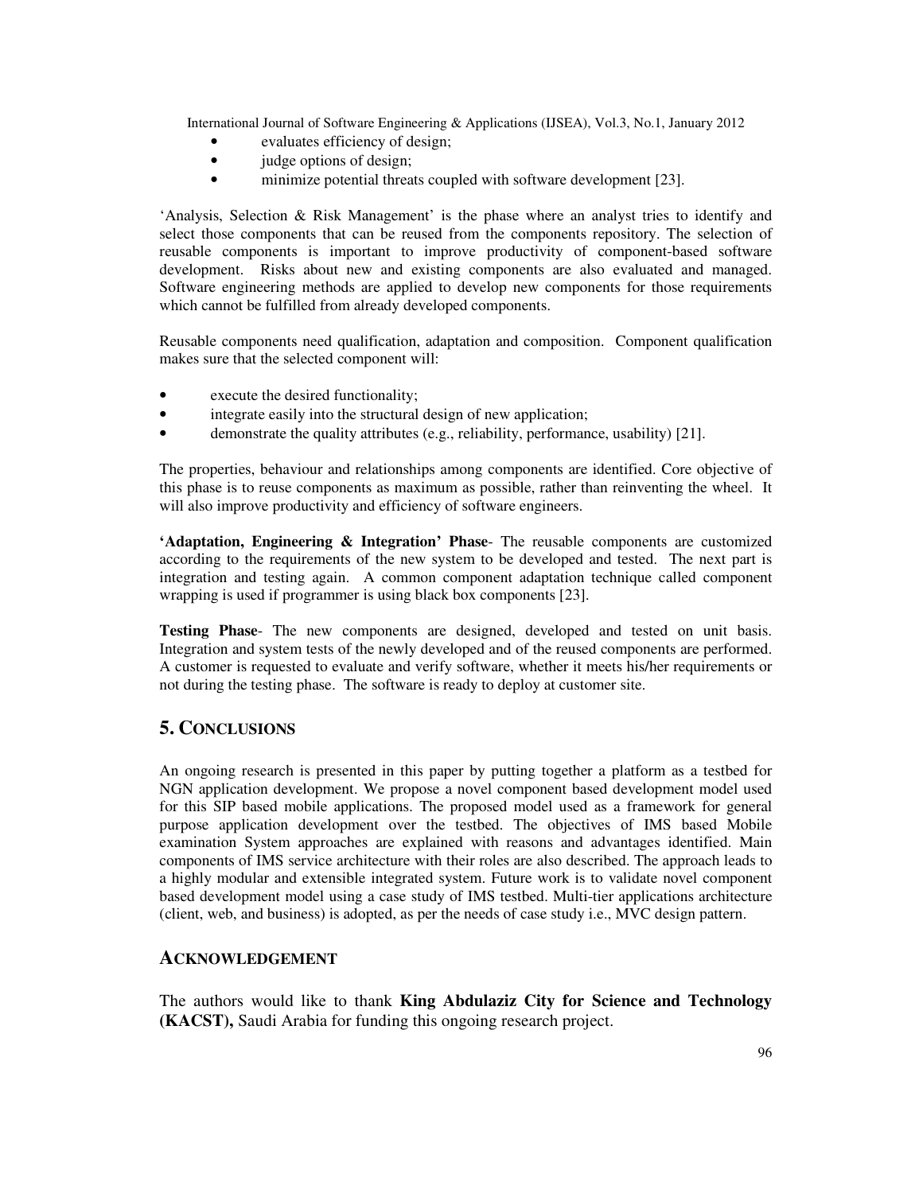- evaluates efficiency of design;
- judge options of design;
- minimize potential threats coupled with software development [23].

'Analysis, Selection & Risk Management' is the phase where an analyst tries to identify and select those components that can be reused from the components repository. The selection of reusable components is important to improve productivity of component-based software development. Risks about new and existing components are also evaluated and managed. Software engineering methods are applied to develop new components for those requirements which cannot be fulfilled from already developed components.

Reusable components need qualification, adaptation and composition. Component qualification makes sure that the selected component will:

- execute the desired functionality;
- integrate easily into the structural design of new application;
- demonstrate the quality attributes (e.g., reliability, performance, usability) [21].

The properties, behaviour and relationships among components are identified. Core objective of this phase is to reuse components as maximum as possible, rather than reinventing the wheel. It will also improve productivity and efficiency of software engineers.

**'Adaptation, Engineering & Integration' Phase**- The reusable components are customized according to the requirements of the new system to be developed and tested. The next part is integration and testing again. A common component adaptation technique called component wrapping is used if programmer is using black box components [23].

**Testing Phase**- The new components are designed, developed and tested on unit basis. Integration and system tests of the newly developed and of the reused components are performed. A customer is requested to evaluate and verify software, whether it meets his/her requirements or not during the testing phase. The software is ready to deploy at customer site.

## 5. CONCLUSIONS

An ongoing research is presented in this paper by putting together a platform as a testbed for NGN application development. We propose a novel component based development model used for this SIP based mobile applications. The proposed model used as a framework for general purpose application development over the testbed. The objectives of IMS based Mobile examination System approaches are explained with reasons and advantages identified. Main components of IMS service architecture with their roles are also described. The approach leads to a highly modular and extensible integrated system. Future work is to validate novel component based development model using a case study of IMS testbed. Multi-tier applications architecture (client, web, and business) is adopted, as per the needs of case study i.e., MVC design pattern.

## ACKNOWLEDGEMENT

The authors would like to thank **King Abdulaziz City for Science and Technology (KACST),** Saudi Arabia for funding this ongoing research project.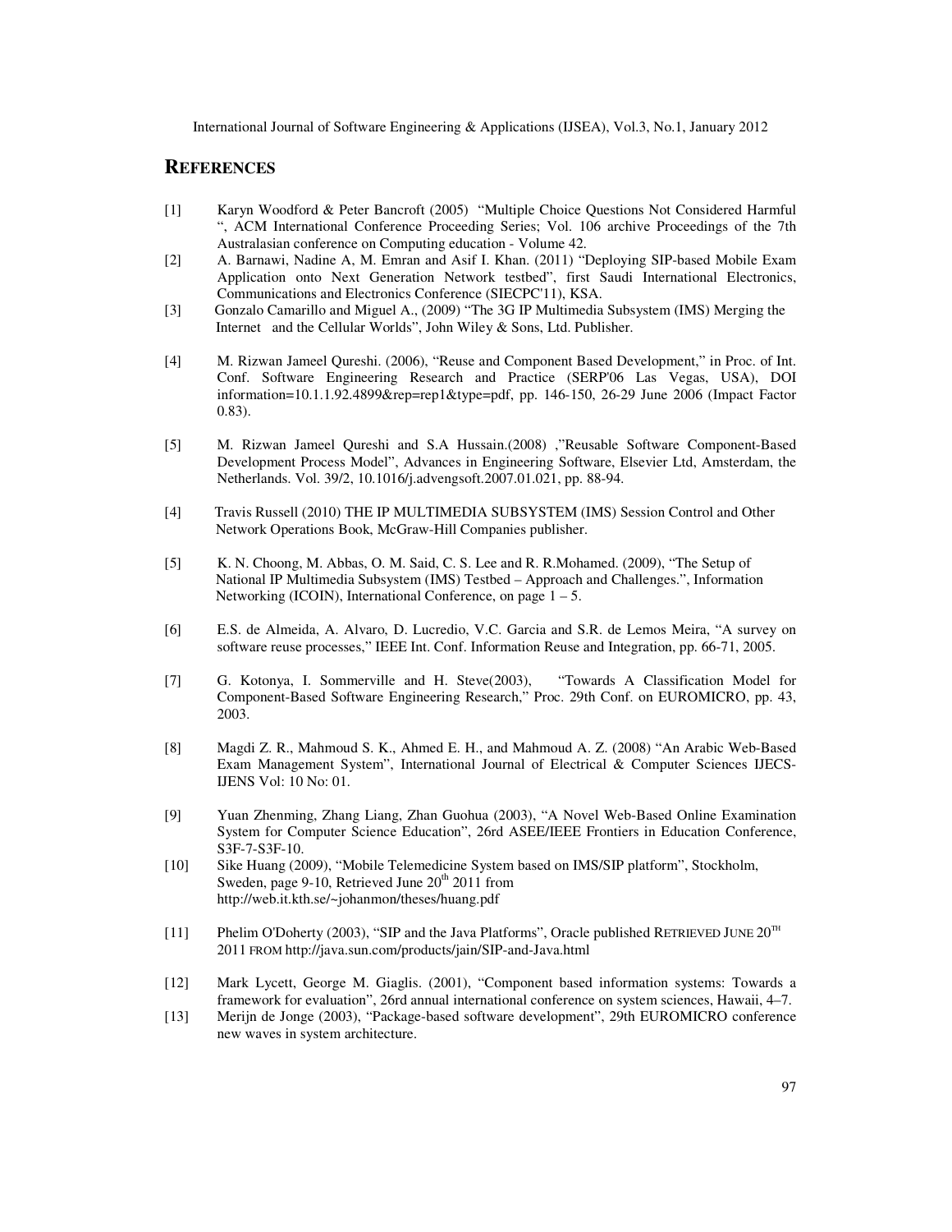## REFERENCES

[1] Karyn Woodford & Peter Bancroft (2005) "Multiple Choice Questions Not Considered Harmful ", ACM International Conference Proceeding Series; Vol. 106 archive Proceedings of the 7th Australasian conference on Computing education - Volume 42.

[2] A. Barnawi, Nadine A, M. Emran and Asif I. Khan. (2011) "Deploying SIP-based Mobile Exam Application onto Next Generation Network testbed", first Saudi International Electronics, Communications and Electronics Conference (SIECPC'11), KSA.

[3] Gonzalo Camarillo and Miguel A., (2009) "The 3G IP Multimedia Subsystem (IMS) Merging the Internet and the Cellular Worlds", John Wiley & Sons, Ltd. Publisher.

[4] M. Rizwan Jameel Qureshi. (2006), "Reuse and Component Based Development," in Proc. of Int. Conf. Software Engineering Research and Practice (SERP'06 Las Vegas, USA), DOI information=10.1.1.92.4899&rep=rep1&type=pdf, pp. 146-150, 26-29 June 2006 (Impact Factor 0.83).

[5] M. Rizwan Jameel Qureshi and S.A Hussain.(2008) ,"Reusable Software Component-Based Development Process Model", Advances in Engineering Software, Elsevier Ltd, Amsterdam, the Netherlands. Vol. 39/2, 10.1016/j.advengsoft.2007.01.021, pp. 88-94.

[4] Travis Russell (2010) THE IP MULTIMEDIA SUBSYSTEM (IMS) Session Control and Other Network Operations Book, McGraw-Hill Companies publisher.

[5] K. N. Choong, M. Abbas, O. M. Said, C. S. Lee and R. R.Mohamed. (2009), "The Setup of National IP Multimedia Subsystem (IMS) Testbed – Approach and Challenges.", Information Networking (ICOIN), International Conference, on page 1 – 5.

[6] E.S. de Almeida, A. Alvaro, D. Lucredio, V.C. Garcia and S.R. de Lemos Meira, "A survey on software reuse processes," IEEE Int. Conf. Information Reuse and Integration, pp. 66-71, 2005.

[7] G. Kotonya, I. Sommerville and H. Steve(2003), "Towards A Classification Model for Component-Based Software Engineering Research," Proc. 29th Conf. on EUROMICRO, pp. 43, 2003.

[8] Magdi Z. R., Mahmoud S. K., Ahmed E. H., and Mahmoud A. Z. (2008) "An Arabic Web-Based Exam Management System", International Journal of Electrical & Computer Sciences IJECS-IJENS Vol: 10 No: 01.

[9] Yuan Zhenming, Zhang Liang, Zhan Guohua (2003), "A Novel Web-Based Online Examination System for Computer Science Education", 26rd ASEE/IEEE Frontiers in Education Conference, S3F-7-S3F-10.

[10] Sike Huang (2009), "Mobile Telemedicine System based on IMS/SIP platform", Stockholm, Sweden, page 9-10, Retrieved June 20th 2011 from http://web.it.kth.se/~johanmon/theses/huang.pdf

[11] Phelim O'Doherty (2003), "SIP and the Java Platforms", Oracle published RETRIEVED JUNE 20TH 2011 FROM http://java.sun.com/products/jain/SIP-and-Java.html

[12] Mark Lycett, George M. Giaglis. (2001), "Component based information systems: Towards a framework for evaluation", 26rd annual international conference on system sciences, Hawaii, 4–7.

[13] Merijn de Jonge (2003), "Package-based software development", 29th EUROMICRO conference new waves in system architecture.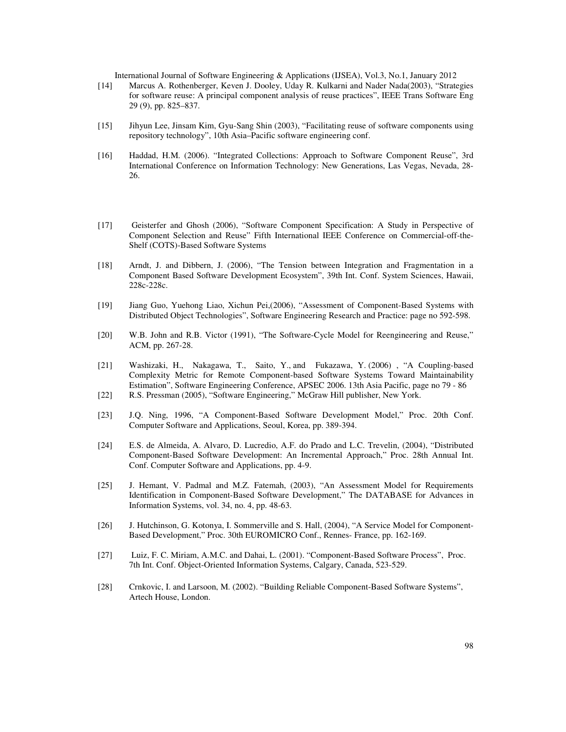[14] Marcus A. Rothenberger, Keven J. Dooley, Uday R. Kulkarni and Nader Nada(2003), "Strategies for software reuse: A principal component analysis of reuse practices", IEEE Trans Software Eng 29 (9), pp. 825–837.

[15] Jihyun Lee, Jinsam Kim, Gyu-Sang Shin (2003), "Facilitating reuse of software components using repository technology", 10th Asia–Pacific software engineering conf.

[16] Haddad, H.M. (2006). "Integrated Collections: Approach to Software Component Reuse", 3rd International Conference on Information Technology: New Generations, Las Vegas, Nevada, 28-26.

[17] Geisterfer and Ghosh (2006), "Software Component Specification: A Study in Perspective of Component Selection and Reuse" Fifth International IEEE Conference on Commercial-off-the-Shelf (COTS)-Based Software Systems

[18] Arndt, J. and Dibbern, J. (2006), "The Tension between Integration and Fragmentation in a Component Based Software Development Ecosystem", 39th Int. Conf. System Sciences, Hawaii, 228c-228c.

[19] Jiang Guo, Yuehong Liao, Xichun Pei,(2006), "Assessment of Component-Based Systems with Distributed Object Technologies", Software Engineering Research and Practice: page no 592-598.

[20] W.B. John and R.B. Victor (1991), "The Software-Cycle Model for Reengineering and Reuse," ACM, pp. 267-28.

[21] Washizaki, H., Nakagawa, T., Saito, Y., and Fukazawa, Y. (2006) , "A Coupling-based Complexity Metric for Remote Component-based Software Systems Toward Maintainability Estimation", Software Engineering Conference, APSEC 2006. 13th Asia Pacific, page no 79 - 86

[22] R.S. Pressman (2005), "Software Engineering," McGraw Hill publisher, New York.

[23] J.Q. Ning, 1996, "A Component-Based Software Development Model," Proc. 20th Conf. Computer Software and Applications, Seoul, Korea, pp. 389-394.

[24] E.S. de Almeida, A. Alvaro, D. Lucredio, A.F. do Prado and L.C. Trevelin, (2004), "Distributed Component-Based Software Development: An Incremental Approach," Proc. 28th Annual Int. Conf. Computer Software and Applications, pp. 4-9.

[25] J. Hemant, V. Padmal and M.Z. Fatemah, (2003), "An Assessment Model for Requirements Identification in Component-Based Software Development," The DATABASE for Advances in Information Systems, vol. 34, no. 4, pp. 48-63.

[26] J. Hutchinson, G. Kotonya, I. Sommerville and S. Hall, (2004), "A Service Model for Component-Based Development," Proc. 30th EUROMICRO Conf., Rennes- France, pp. 162-169.

[27] Luiz, F. C. Miriam, A.M.C. and Dahai, L. (2001). "Component-Based Software Process", Proc. 7th Int. Conf. Object-Oriented Information Systems, Calgary, Canada, 523-529.

[28] Crnkovic, I. and Larsoon, M. (2002). "Building Reliable Component-Based Software Systems", Artech House, London.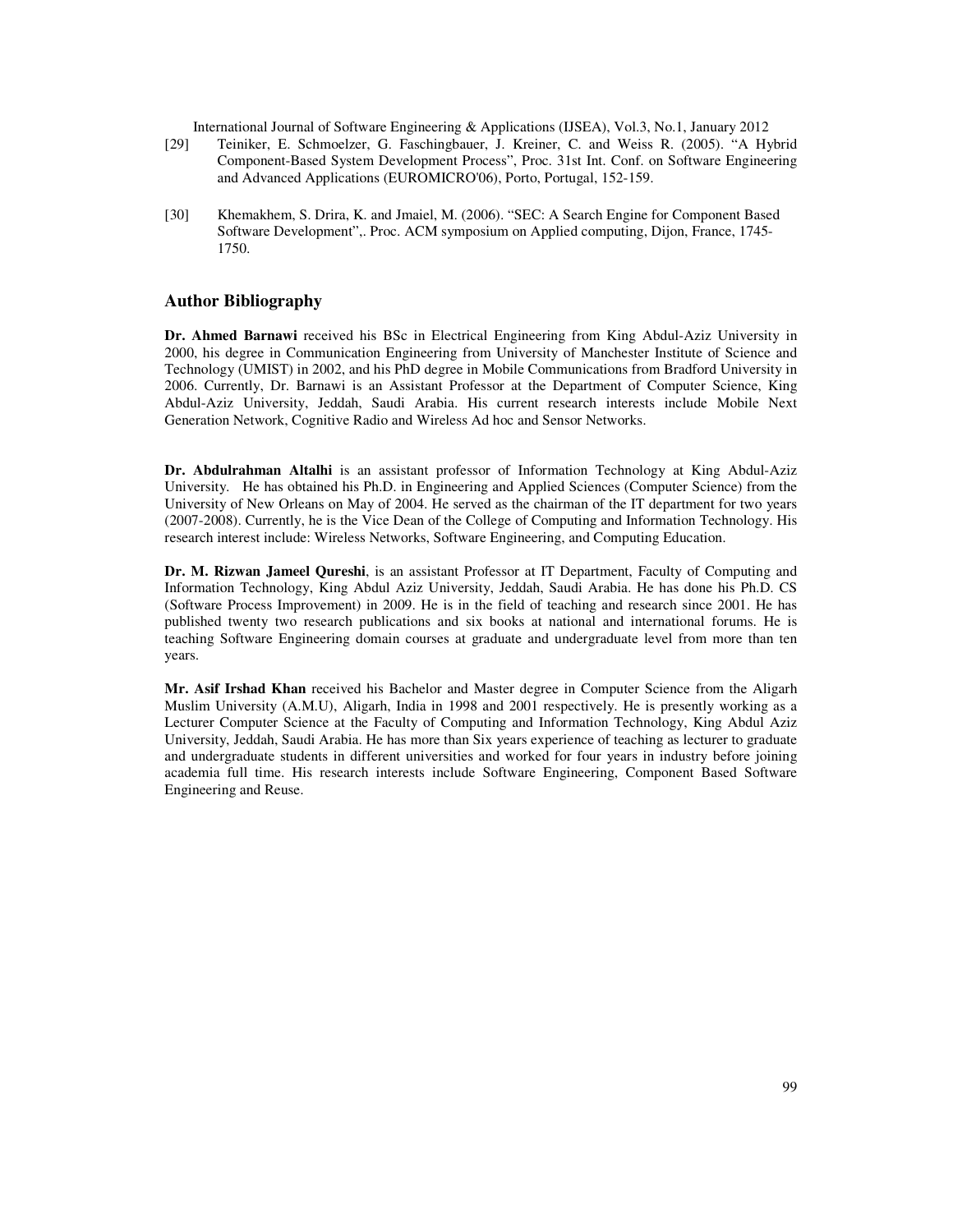[29] Teiniker, E. Schmoelzer, G. Faschingbauer, J. Kreiner, C. and Weiss R. (2005). "A Hybrid Component-Based System Development Process", Proc. 31st Int. Conf. on Software Engineering and Advanced Applications (EUROMICRO'06), Porto, Portugal, 152-159.

[30] Khemakhem, S. Drira, K. and Jmaiel, M. (2006). "SEC: A Search Engine for Component Based Software Development",. Proc. ACM symposium on Applied computing, Dijon, France, 1745-1750.

## Author Bibliography

**Dr. Ahmed Barnawi** received his BSc in Electrical Engineering from King Abdul-Aziz University in 2000, his degree in Communication Engineering from University of Manchester Institute of Science and Technology (UMIST) in 2002, and his PhD degree in Mobile Communications from Bradford University in 2006. Currently, Dr. Barnawi is an Assistant Professor at the Department of Computer Science, King Abdul-Aziz University, Jeddah, Saudi Arabia. His current research interests include Mobile Next Generation Network, Cognitive Radio and Wireless Ad hoc and Sensor Networks.

**Dr. Abdulrahman Altalhi** is an assistant professor of Information Technology at King Abdul-Aziz University. He has obtained his Ph.D. in Engineering and Applied Sciences (Computer Science) from the University of New Orleans on May of 2004. He served as the chairman of the IT department for two years (2007-2008). Currently, he is the Vice Dean of the College of Computing and Information Technology. His research interest include: Wireless Networks, Software Engineering, and Computing Education.

**Dr. M. Rizwan Jameel Qureshi**, is an assistant Professor at IT Department, Faculty of Computing and Information Technology, King Abdul Aziz University, Jeddah, Saudi Arabia. He has done his Ph.D. CS (Software Process Improvement) in 2009. He is in the field of teaching and research since 2001. He has published twenty two research publications and six books at national and international forums. He is teaching Software Engineering domain courses at graduate and undergraduate level from more than ten years.

**Mr. Asif Irshad Khan** received his Bachelor and Master degree in Computer Science from the Aligarh Muslim University (A.M.U), Aligarh, India in 1998 and 2001 respectively. He is presently working as a Lecturer Computer Science at the Faculty of Computing and Information Technology, King Abdul Aziz University, Jeddah, Saudi Arabia. He has more than Six years experience of teaching as lecturer to graduate and undergraduate students in different universities and worked for four years in industry before joining academia full time. His research interests include Software Engineering, Component Based Software Engineering and Reuse.